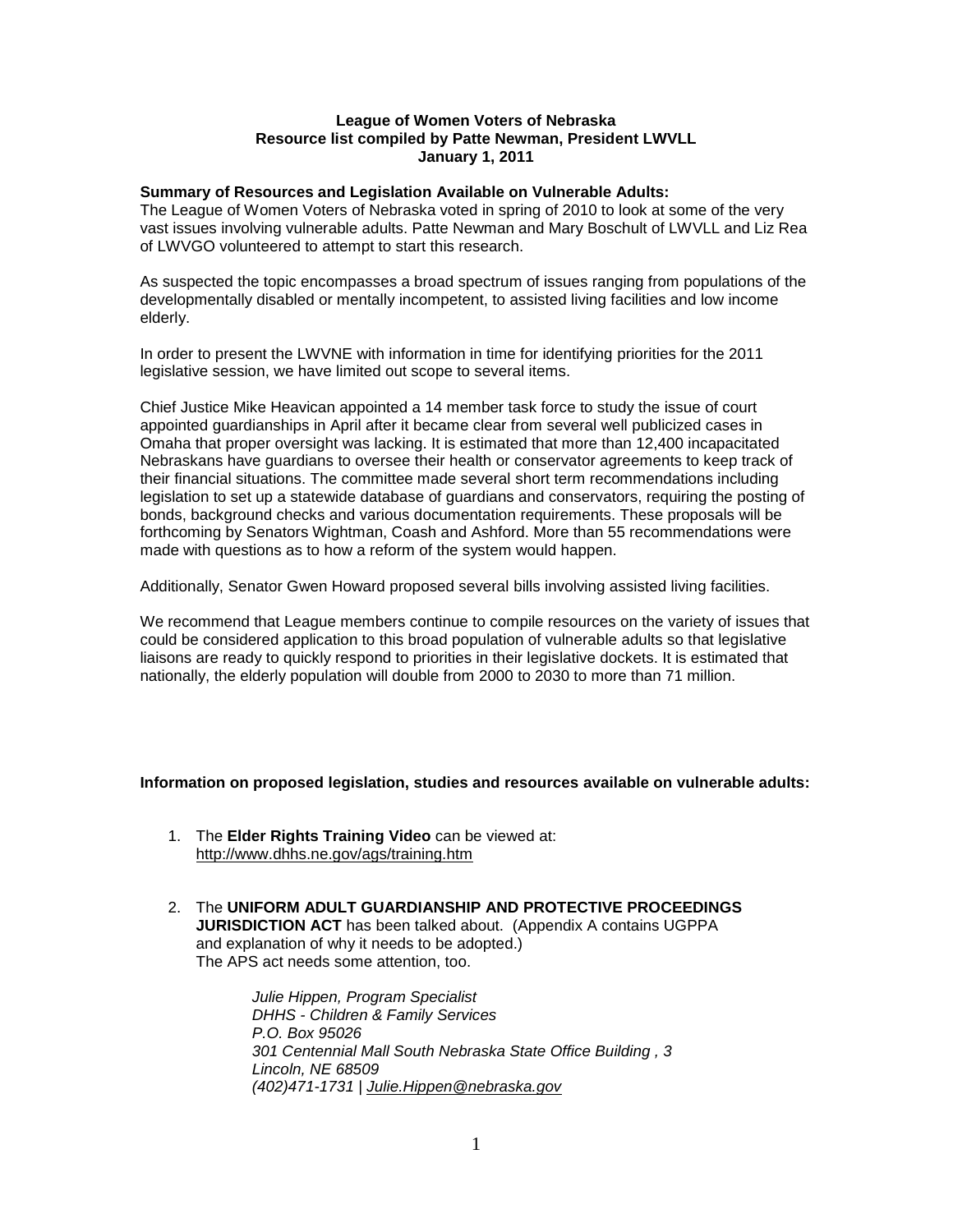**League of Women Voters of Nebraska**
**Resource list compiled by Patte Newman, President LWVLL**
**January 1, 2011**

**Summary of Resources and Legislation Available on Vulnerable Adults:**
The League of Women Voters of Nebraska voted in spring of 2010 to look at some of the very vast issues involving vulnerable adults. Patte Newman and Mary Boschult of LWVLL and Liz Rea of LWVGO volunteered to attempt to start this research.

As suspected the topic encompasses a broad spectrum of issues ranging from populations of the developmentally disabled or mentally incompetent, to assisted living facilities and low income elderly.

In order to present the LWVNE with information in time for identifying priorities for the 2011 legislative session, we have limited out scope to several items.

Chief Justice Mike Heavican appointed a 14 member task force to study the issue of court appointed guardianships in April after it became clear from several well publicized cases in Omaha that proper oversight was lacking. It is estimated that more than 12,400 incapacitated Nebraskans have guardians to oversee their health or conservator agreements to keep track of their financial situations. The committee made several short term recommendations including legislation to set up a statewide database of guardians and conservators, requiring the posting of bonds, background checks and various documentation requirements. These proposals will be forthcoming by Senators Wightman, Coash and Ashford. More than 55 recommendations were made with questions as to how a reform of the system would happen.

Additionally, Senator Gwen Howard proposed several bills involving assisted living facilities.

We recommend that League members continue to compile resources on the variety of issues that could be considered application to this broad population of vulnerable adults so that legislative liaisons are ready to quickly respond to priorities in their legislative dockets. It is estimated that nationally, the elderly population will double from 2000 to 2030 to more than 71 million.

**Information on proposed legislation, studies and resources available on vulnerable adults:**

1. The **Elder Rights Training Video** can be viewed at:
   http://www.dhhs.ne.gov/ags/training.htm

2. The **UNIFORM ADULT GUARDIANSHIP AND PROTECTIVE PROCEEDINGS JURISDICTION ACT** has been talked about. (Appendix A contains UGPPA and explanation of why it needs to be adopted.)
   The APS act needs some attention, too.

   *Julie Hippen, Program Specialist*
   *DHHS - Children & Family Services*
   *P.O. Box 95026*
   *301 Centennial Mall South Nebraska State Office Building , 3*
   *Lincoln, NE 68509*
   *(402)471-1731 | Julie.Hippen@nebraska.gov*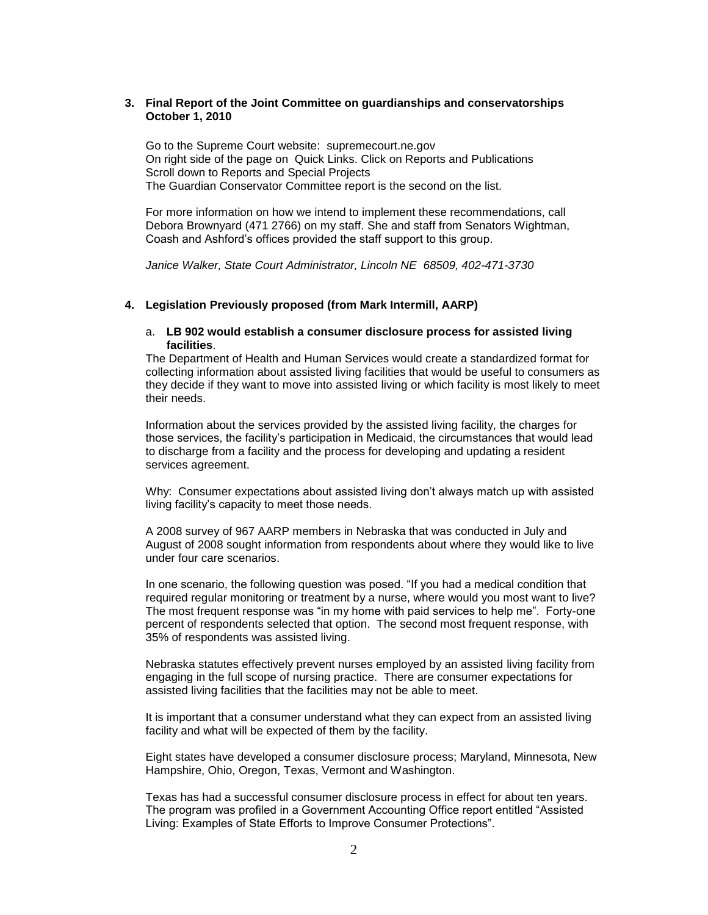**3. Final Report of the Joint Committee on guardianships and conservatorships October 1, 2010**

Go to the Supreme Court website: supremecourt.ne.gov
On right side of the page on Quick Links. Click on Reports and Publications
Scroll down to Reports and Special Projects
The Guardian Conservator Committee report is the second on the list.

For more information on how we intend to implement these recommendations, call Debora Brownyard (471 2766) on my staff. She and staff from Senators Wightman, Coash and Ashford's offices provided the staff support to this group.

*Janice Walker, State Court Administrator, Lincoln NE 68509, 402-471-3730*

**4. Legislation Previously proposed (from Mark Intermill, AARP)**

a. **LB 902 would establish a consumer disclosure process for assisted living facilities**.

The Department of Health and Human Services would create a standardized format for collecting information about assisted living facilities that would be useful to consumers as they decide if they want to move into assisted living or which facility is most likely to meet their needs.

Information about the services provided by the assisted living facility, the charges for those services, the facility's participation in Medicaid, the circumstances that would lead to discharge from a facility and the process for developing and updating a resident services agreement.

Why: Consumer expectations about assisted living don't always match up with assisted living facility's capacity to meet those needs.

A 2008 survey of 967 AARP members in Nebraska that was conducted in July and August of 2008 sought information from respondents about where they would like to live under four care scenarios.

In one scenario, the following question was posed. "If you had a medical condition that required regular monitoring or treatment by a nurse, where would you most want to live? The most frequent response was "in my home with paid services to help me". Forty-one percent of respondents selected that option. The second most frequent response, with 35% of respondents was assisted living.

Nebraska statutes effectively prevent nurses employed by an assisted living facility from engaging in the full scope of nursing practice. There are consumer expectations for assisted living facilities that the facilities may not be able to meet.

It is important that a consumer understand what they can expect from an assisted living facility and what will be expected of them by the facility.

Eight states have developed a consumer disclosure process; Maryland, Minnesota, New Hampshire, Ohio, Oregon, Texas, Vermont and Washington.

Texas has had a successful consumer disclosure process in effect for about ten years. The program was profiled in a Government Accounting Office report entitled "Assisted Living: Examples of State Efforts to Improve Consumer Protections".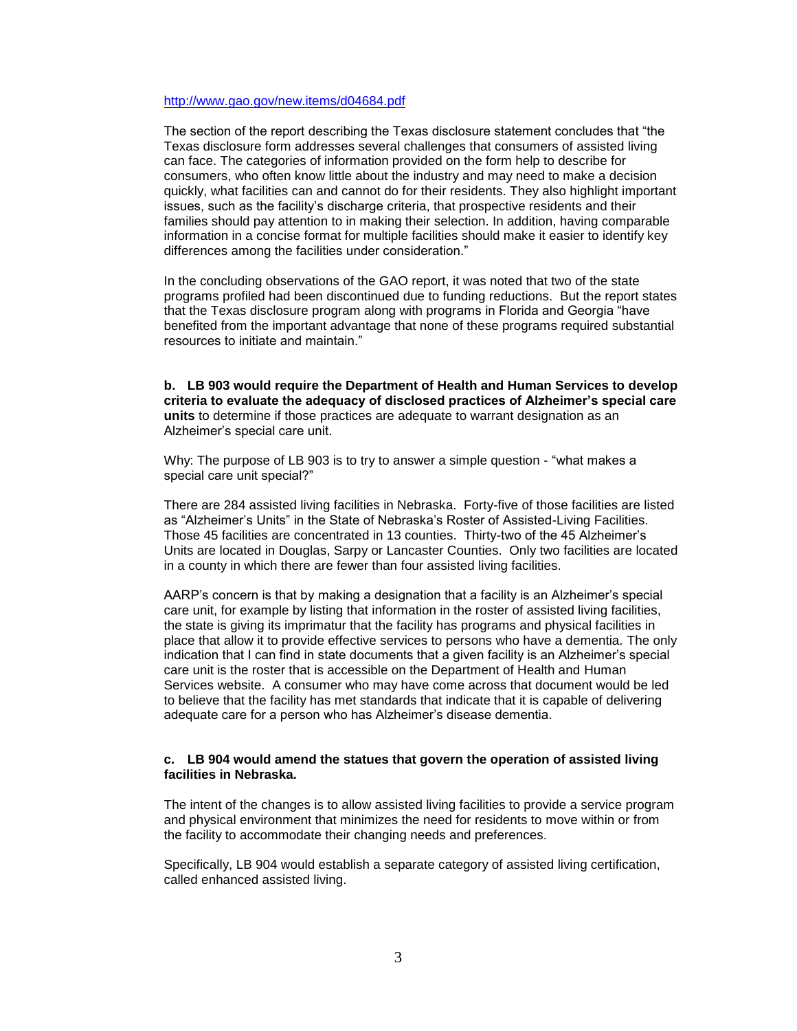http://www.gao.gov/new.items/d04684.pdf

The section of the report describing the Texas disclosure statement concludes that "the Texas disclosure form addresses several challenges that consumers of assisted living can face. The categories of information provided on the form help to describe for consumers, who often know little about the industry and may need to make a decision quickly, what facilities can and cannot do for their residents. They also highlight important issues, such as the facility's discharge criteria, that prospective residents and their families should pay attention to in making their selection. In addition, having comparable information in a concise format for multiple facilities should make it easier to identify key differences among the facilities under consideration."

In the concluding observations of the GAO report, it was noted that two of the state programs profiled had been discontinued due to funding reductions. But the report states that the Texas disclosure program along with programs in Florida and Georgia "have benefited from the important advantage that none of these programs required substantial resources to initiate and maintain."

**b. LB 903 would require the Department of Health and Human Services to develop criteria to evaluate the adequacy of disclosed practices of Alzheimer's special care units** to determine if those practices are adequate to warrant designation as an Alzheimer's special care unit.

Why: The purpose of LB 903 is to try to answer a simple question - "what makes a special care unit special?"

There are 284 assisted living facilities in Nebraska. Forty-five of those facilities are listed as "Alzheimer's Units" in the State of Nebraska's Roster of Assisted-Living Facilities. Those 45 facilities are concentrated in 13 counties. Thirty-two of the 45 Alzheimer's Units are located in Douglas, Sarpy or Lancaster Counties. Only two facilities are located in a county in which there are fewer than four assisted living facilities.

AARP's concern is that by making a designation that a facility is an Alzheimer's special care unit, for example by listing that information in the roster of assisted living facilities, the state is giving its imprimatur that the facility has programs and physical facilities in place that allow it to provide effective services to persons who have a dementia. The only indication that I can find in state documents that a given facility is an Alzheimer's special care unit is the roster that is accessible on the Department of Health and Human Services website. A consumer who may have come across that document would be led to believe that the facility has met standards that indicate that it is capable of delivering adequate care for a person who has Alzheimer's disease dementia.

**c. LB 904 would amend the statues that govern the operation of assisted living facilities in Nebraska.**

The intent of the changes is to allow assisted living facilities to provide a service program and physical environment that minimizes the need for residents to move within or from the facility to accommodate their changing needs and preferences.

Specifically, LB 904 would establish a separate category of assisted living certification, called enhanced assisted living.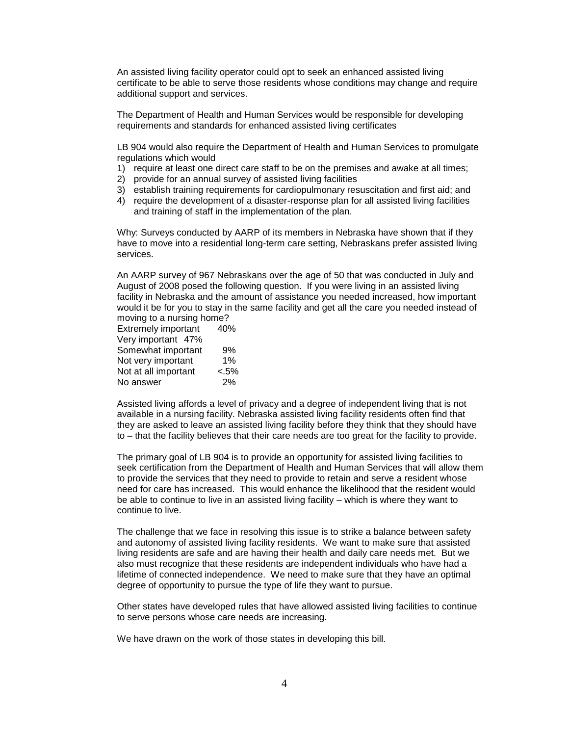An assisted living facility operator could opt to seek an enhanced assisted living certificate to be able to serve those residents whose conditions may change and require additional support and services.

The Department of Health and Human Services would be responsible for developing requirements and standards for enhanced assisted living certificates

LB 904 would also require the Department of Health and Human Services to promulgate regulations which would

1) require at least one direct care staff to be on the premises and awake at all times;
2) provide for an annual survey of assisted living facilities
3) establish training requirements for cardiopulmonary resuscitation and first aid; and
4) require the development of a disaster-response plan for all assisted living facilities and training of staff in the implementation of the plan.

Why: Surveys conducted by AARP of its members in Nebraska have shown that if they have to move into a residential long-term care setting, Nebraskans prefer assisted living services.

An AARP survey of 967 Nebraskans over the age of 50 that was conducted in July and August of 2008 posed the following question. If you were living in an assisted living facility in Nebraska and the amount of assistance you needed increased, how important would it be for you to stay in the same facility and get all the care you needed instead of moving to a nursing home?

| | |
|---|---|
| Extremely important | 40% |
| Very important | 47% |
| Somewhat important | 9% |
| Not very important | 1% |
| Not at all important | <.5% |
| No answer | 2% |

Assisted living affords a level of privacy and a degree of independent living that is not available in a nursing facility. Nebraska assisted living facility residents often find that they are asked to leave an assisted living facility before they think that they should have to – that the facility believes that their care needs are too great for the facility to provide.

The primary goal of LB 904 is to provide an opportunity for assisted living facilities to seek certification from the Department of Health and Human Services that will allow them to provide the services that they need to provide to retain and serve a resident whose need for care has increased. This would enhance the likelihood that the resident would be able to continue to live in an assisted living facility – which is where they want to continue to live.

The challenge that we face in resolving this issue is to strike a balance between safety and autonomy of assisted living facility residents. We want to make sure that assisted living residents are safe and are having their health and daily care needs met. But we also must recognize that these residents are independent individuals who have had a lifetime of connected independence. We need to make sure that they have an optimal degree of opportunity to pursue the type of life they want to pursue.

Other states have developed rules that have allowed assisted living facilities to continue to serve persons whose care needs are increasing.

We have drawn on the work of those states in developing this bill.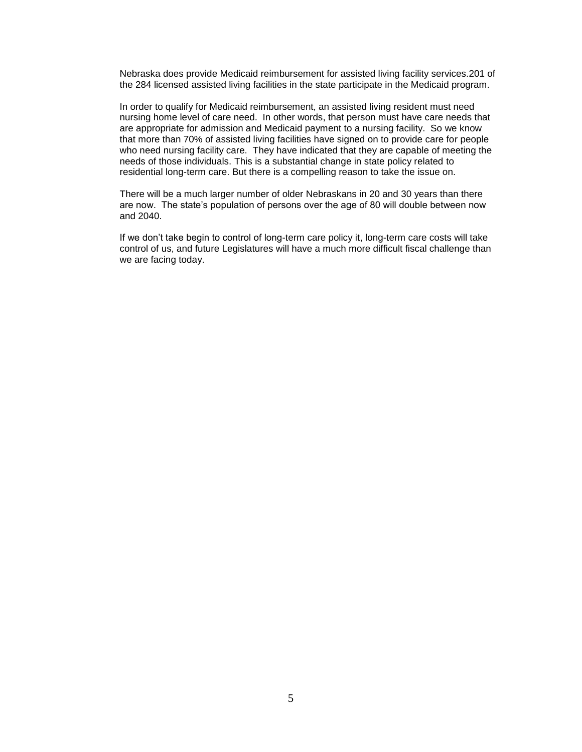Nebraska does provide Medicaid reimbursement for assisted living facility services.201 of the 284 licensed assisted living facilities in the state participate in the Medicaid program.

In order to qualify for Medicaid reimbursement, an assisted living resident must need nursing home level of care need. In other words, that person must have care needs that are appropriate for admission and Medicaid payment to a nursing facility. So we know that more than 70% of assisted living facilities have signed on to provide care for people who need nursing facility care. They have indicated that they are capable of meeting the needs of those individuals. This is a substantial change in state policy related to residential long-term care. But there is a compelling reason to take the issue on.

There will be a much larger number of older Nebraskans in 20 and 30 years than there are now. The state's population of persons over the age of 80 will double between now and 2040.

If we don't take begin to control of long-term care policy it, long-term care costs will take control of us, and future Legislatures will have a much more difficult fiscal challenge than we are facing today.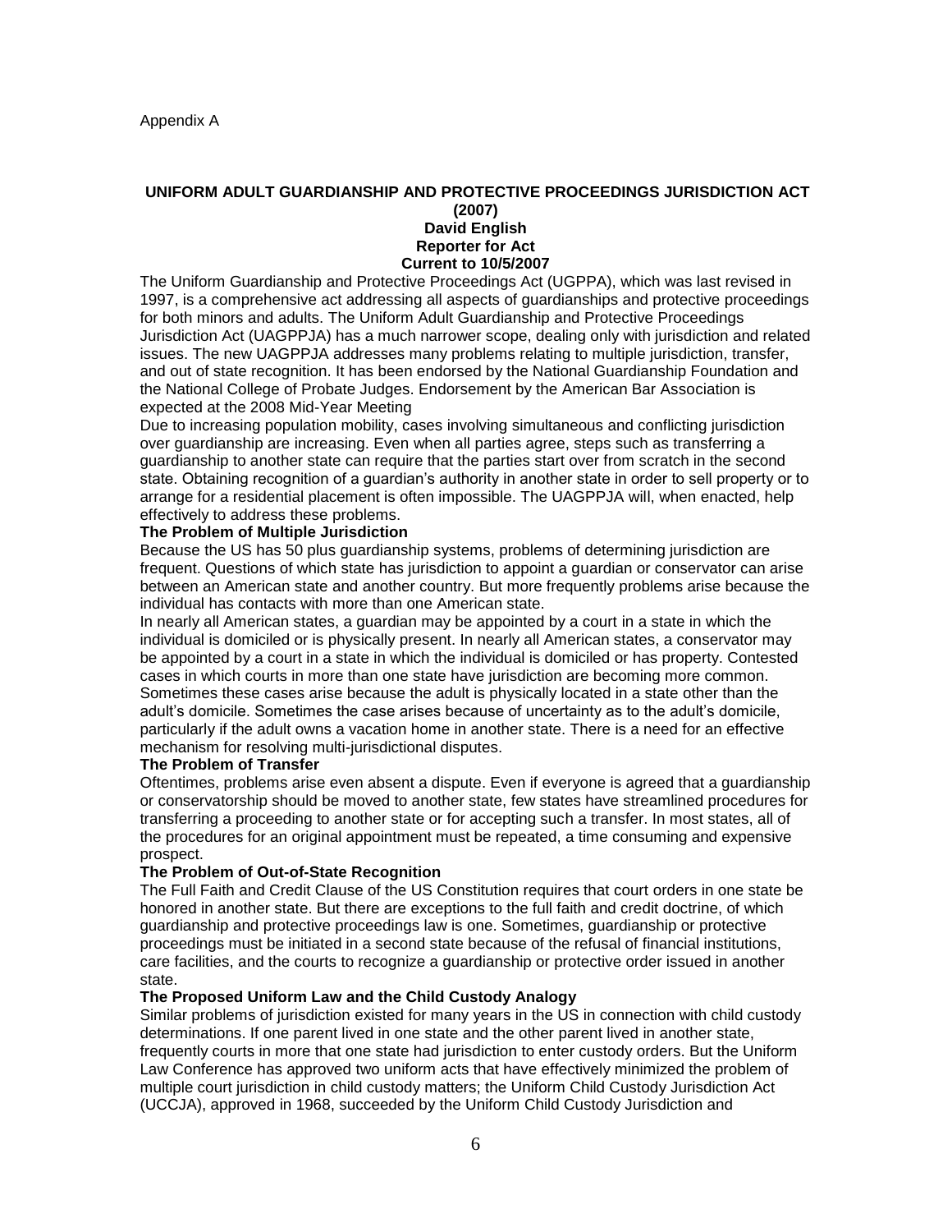Appendix A

**UNIFORM ADULT GUARDIANSHIP AND PROTECTIVE PROCEEDINGS JURISDICTION ACT (2007)**
**David English**
**Reporter for Act**
**Current to 10/5/2007**

The Uniform Guardianship and Protective Proceedings Act (UGPPA), which was last revised in 1997, is a comprehensive act addressing all aspects of guardianships and protective proceedings for both minors and adults. The Uniform Adult Guardianship and Protective Proceedings Jurisdiction Act (UAGPPJA) has a much narrower scope, dealing only with jurisdiction and related issues. The new UAGPPJA addresses many problems relating to multiple jurisdiction, transfer, and out of state recognition. It has been endorsed by the National Guardianship Foundation and the National College of Probate Judges. Endorsement by the American Bar Association is expected at the 2008 Mid-Year Meeting

Due to increasing population mobility, cases involving simultaneous and conflicting jurisdiction over guardianship are increasing. Even when all parties agree, steps such as transferring a guardianship to another state can require that the parties start over from scratch in the second state. Obtaining recognition of a guardian's authority in another state in order to sell property or to arrange for a residential placement is often impossible. The UAGPPJA will, when enacted, help effectively to address these problems.

**The Problem of Multiple Jurisdiction**

Because the US has 50 plus guardianship systems, problems of determining jurisdiction are frequent. Questions of which state has jurisdiction to appoint a guardian or conservator can arise between an American state and another country. But more frequently problems arise because the individual has contacts with more than one American state.

In nearly all American states, a guardian may be appointed by a court in a state in which the individual is domiciled or is physically present. In nearly all American states, a conservator may be appointed by a court in a state in which the individual is domiciled or has property. Contested cases in which courts in more than one state have jurisdiction are becoming more common. Sometimes these cases arise because the adult is physically located in a state other than the adult's domicile. Sometimes the case arises because of uncertainty as to the adult's domicile, particularly if the adult owns a vacation home in another state. There is a need for an effective mechanism for resolving multi-jurisdictional disputes.

**The Problem of Transfer**

Oftentimes, problems arise even absent a dispute. Even if everyone is agreed that a guardianship or conservatorship should be moved to another state, few states have streamlined procedures for transferring a proceeding to another state or for accepting such a transfer. In most states, all of the procedures for an original appointment must be repeated, a time consuming and expensive prospect.

**The Problem of Out-of-State Recognition**

The Full Faith and Credit Clause of the US Constitution requires that court orders in one state be honored in another state. But there are exceptions to the full faith and credit doctrine, of which guardianship and protective proceedings law is one. Sometimes, guardianship or protective proceedings must be initiated in a second state because of the refusal of financial institutions, care facilities, and the courts to recognize a guardianship or protective order issued in another state.

**The Proposed Uniform Law and the Child Custody Analogy**

Similar problems of jurisdiction existed for many years in the US in connection with child custody determinations. If one parent lived in one state and the other parent lived in another state, frequently courts in more that one state had jurisdiction to enter custody orders. But the Uniform Law Conference has approved two uniform acts that have effectively minimized the problem of multiple court jurisdiction in child custody matters; the Uniform Child Custody Jurisdiction Act (UCCJA), approved in 1968, succeeded by the Uniform Child Custody Jurisdiction and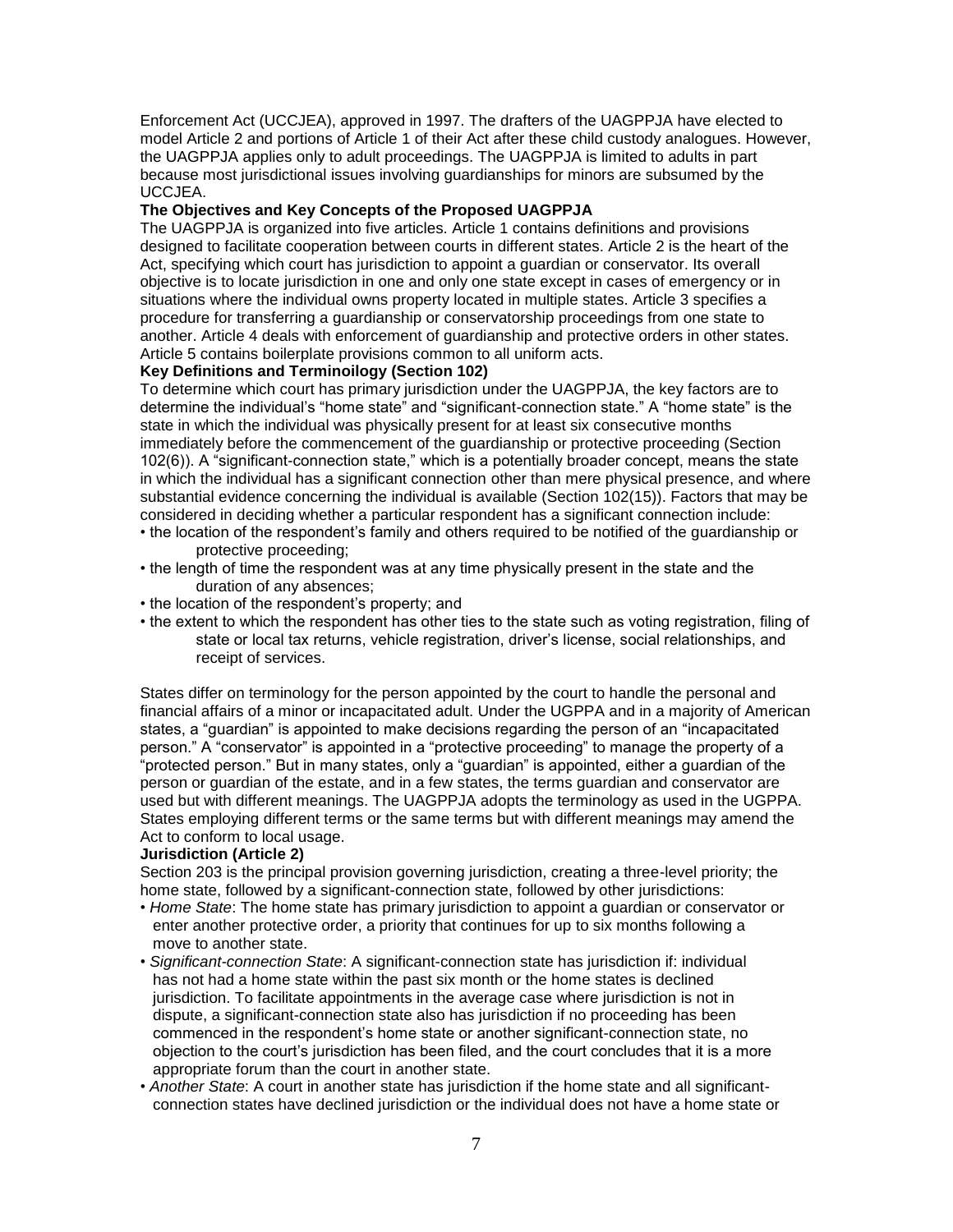Enforcement Act (UCCJEA), approved in 1997. The drafters of the UAGPPJA have elected to model Article 2 and portions of Article 1 of their Act after these child custody analogues. However, the UAGPPJA applies only to adult proceedings. The UAGPPJA is limited to adults in part because most jurisdictional issues involving guardianships for minors are subsumed by the UCCJEA.

**The Objectives and Key Concepts of the Proposed UAGPPJA**

The UAGPPJA is organized into five articles. Article 1 contains definitions and provisions designed to facilitate cooperation between courts in different states. Article 2 is the heart of the Act, specifying which court has jurisdiction to appoint a guardian or conservator. Its overall objective is to locate jurisdiction in one and only one state except in cases of emergency or in situations where the individual owns property located in multiple states. Article 3 specifies a procedure for transferring a guardianship or conservatorship proceedings from one state to another. Article 4 deals with enforcement of guardianship and protective orders in other states. Article 5 contains boilerplate provisions common to all uniform acts.

**Key Definitions and Terminoilogy (Section 102)**

To determine which court has primary jurisdiction under the UAGPPJA, the key factors are to determine the individual's "home state" and "significant-connection state." A "home state" is the state in which the individual was physically present for at least six consecutive months immediately before the commencement of the guardianship or protective proceeding (Section 102(6)). A "significant-connection state," which is a potentially broader concept, means the state in which the individual has a significant connection other than mere physical presence, and where substantial evidence concerning the individual is available (Section 102(15)). Factors that may be considered in deciding whether a particular respondent has a significant connection include:

- the location of the respondent's family and others required to be notified of the guardianship or protective proceeding;
- the length of time the respondent was at any time physically present in the state and the duration of any absences;
- the location of the respondent's property; and
- the extent to which the respondent has other ties to the state such as voting registration, filing of state or local tax returns, vehicle registration, driver's license, social relationships, and receipt of services.

States differ on terminology for the person appointed by the court to handle the personal and financial affairs of a minor or incapacitated adult. Under the UGPPA and in a majority of American states, a "guardian" is appointed to make decisions regarding the person of an "incapacitated person." A "conservator" is appointed in a "protective proceeding" to manage the property of a "protected person." But in many states, only a "guardian" is appointed, either a guardian of the person or guardian of the estate, and in a few states, the terms guardian and conservator are used but with different meanings. The UAGPPJA adopts the terminology as used in the UGPPA. States employing different terms or the same terms but with different meanings may amend the Act to conform to local usage.

**Jurisdiction (Article 2)**

Section 203 is the principal provision governing jurisdiction, creating a three-level priority; the home state, followed by a significant-connection state, followed by other jurisdictions:

- *Home State*: The home state has primary jurisdiction to appoint a guardian or conservator or enter another protective order, a priority that continues for up to six months following a move to another state.
- *Significant-connection State*: A significant-connection state has jurisdiction if: individual has not had a home state within the past six month or the home states is declined jurisdiction. To facilitate appointments in the average case where jurisdiction is not in dispute, a significant-connection state also has jurisdiction if no proceeding has been commenced in the respondent's home state or another significant-connection state, no objection to the court's jurisdiction has been filed, and the court concludes that it is a more appropriate forum than the court in another state.
- *Another State*: A court in another state has jurisdiction if the home state and all significant-connection states have declined jurisdiction or the individual does not have a home state or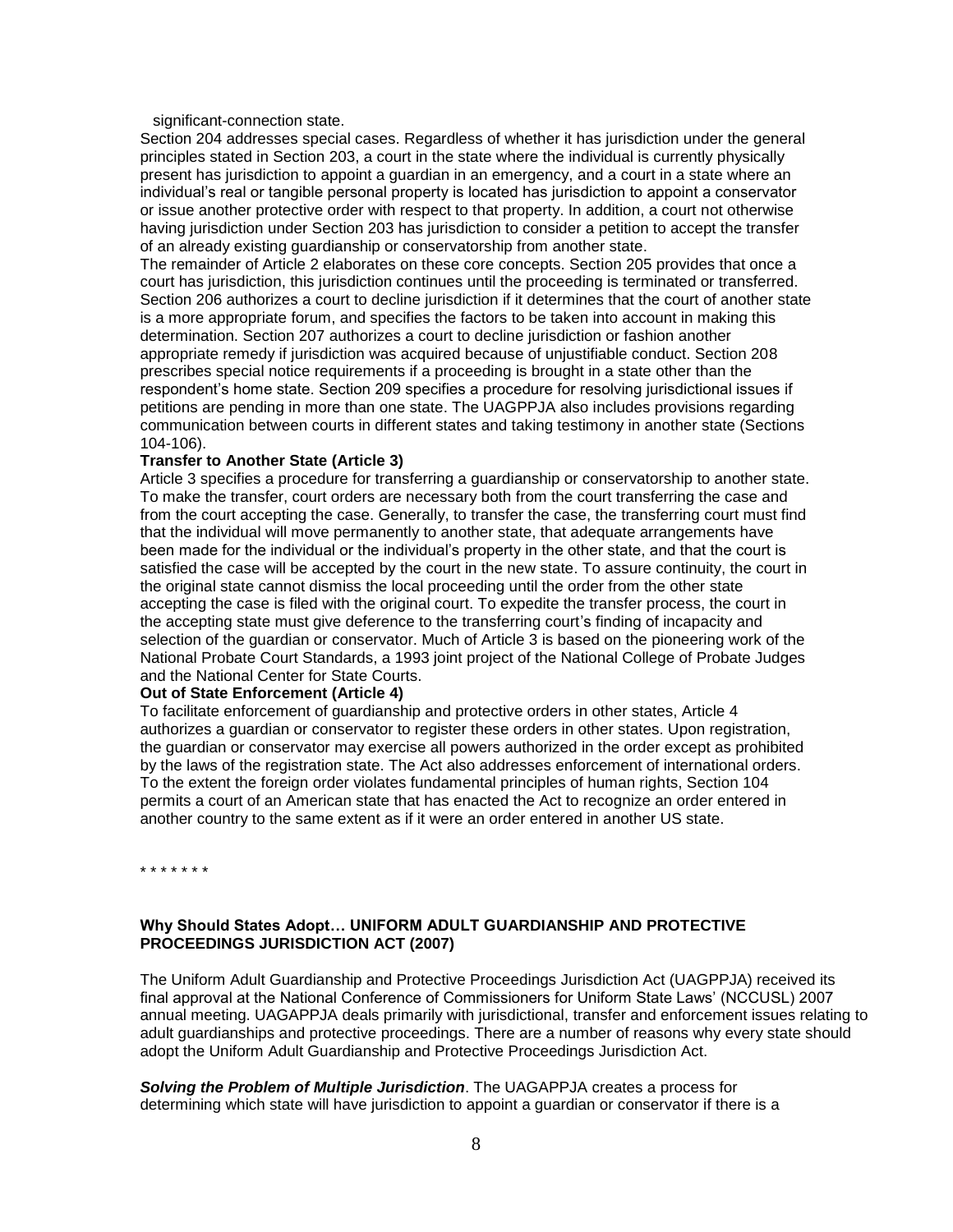significant-connection state.

Section 204 addresses special cases. Regardless of whether it has jurisdiction under the general principles stated in Section 203, a court in the state where the individual is currently physically present has jurisdiction to appoint a guardian in an emergency, and a court in a state where an individual's real or tangible personal property is located has jurisdiction to appoint a conservator or issue another protective order with respect to that property. In addition, a court not otherwise having jurisdiction under Section 203 has jurisdiction to consider a petition to accept the transfer of an already existing guardianship or conservatorship from another state.

The remainder of Article 2 elaborates on these core concepts. Section 205 provides that once a court has jurisdiction, this jurisdiction continues until the proceeding is terminated or transferred. Section 206 authorizes a court to decline jurisdiction if it determines that the court of another state is a more appropriate forum, and specifies the factors to be taken into account in making this determination. Section 207 authorizes a court to decline jurisdiction or fashion another appropriate remedy if jurisdiction was acquired because of unjustifiable conduct. Section 208 prescribes special notice requirements if a proceeding is brought in a state other than the respondent's home state. Section 209 specifies a procedure for resolving jurisdictional issues if petitions are pending in more than one state. The UAGPPJA also includes provisions regarding communication between courts in different states and taking testimony in another state (Sections 104-106).

**Transfer to Another State (Article 3)**

Article 3 specifies a procedure for transferring a guardianship or conservatorship to another state. To make the transfer, court orders are necessary both from the court transferring the case and from the court accepting the case. Generally, to transfer the case, the transferring court must find that the individual will move permanently to another state, that adequate arrangements have been made for the individual or the individual's property in the other state, and that the court is satisfied the case will be accepted by the court in the new state. To assure continuity, the court in the original state cannot dismiss the local proceeding until the order from the other state accepting the case is filed with the original court. To expedite the transfer process, the court in the accepting state must give deference to the transferring court's finding of incapacity and selection of the guardian or conservator. Much of Article 3 is based on the pioneering work of the National Probate Court Standards, a 1993 joint project of the National College of Probate Judges and the National Center for State Courts.

**Out of State Enforcement (Article 4)**

To facilitate enforcement of guardianship and protective orders in other states, Article 4 authorizes a guardian or conservator to register these orders in other states. Upon registration, the guardian or conservator may exercise all powers authorized in the order except as prohibited by the laws of the registration state. The Act also addresses enforcement of international orders. To the extent the foreign order violates fundamental principles of human rights, Section 104 permits a court of an American state that has enacted the Act to recognize an order entered in another country to the same extent as if it were an order entered in another US state.

\* \* \* \* \* \* \*

**Why Should States Adopt… UNIFORM ADULT GUARDIANSHIP AND PROTECTIVE PROCEEDINGS JURISDICTION ACT (2007)**

The Uniform Adult Guardianship and Protective Proceedings Jurisdiction Act (UAGPPJA) received its final approval at the National Conference of Commissioners for Uniform State Laws' (NCCUSL) 2007 annual meeting. UAGAPPJA deals primarily with jurisdictional, transfer and enforcement issues relating to adult guardianships and protective proceedings. There are a number of reasons why every state should adopt the Uniform Adult Guardianship and Protective Proceedings Jurisdiction Act.

***Solving the Problem of Multiple Jurisdiction***. The UAGAPPJA creates a process for determining which state will have jurisdiction to appoint a guardian or conservator if there is a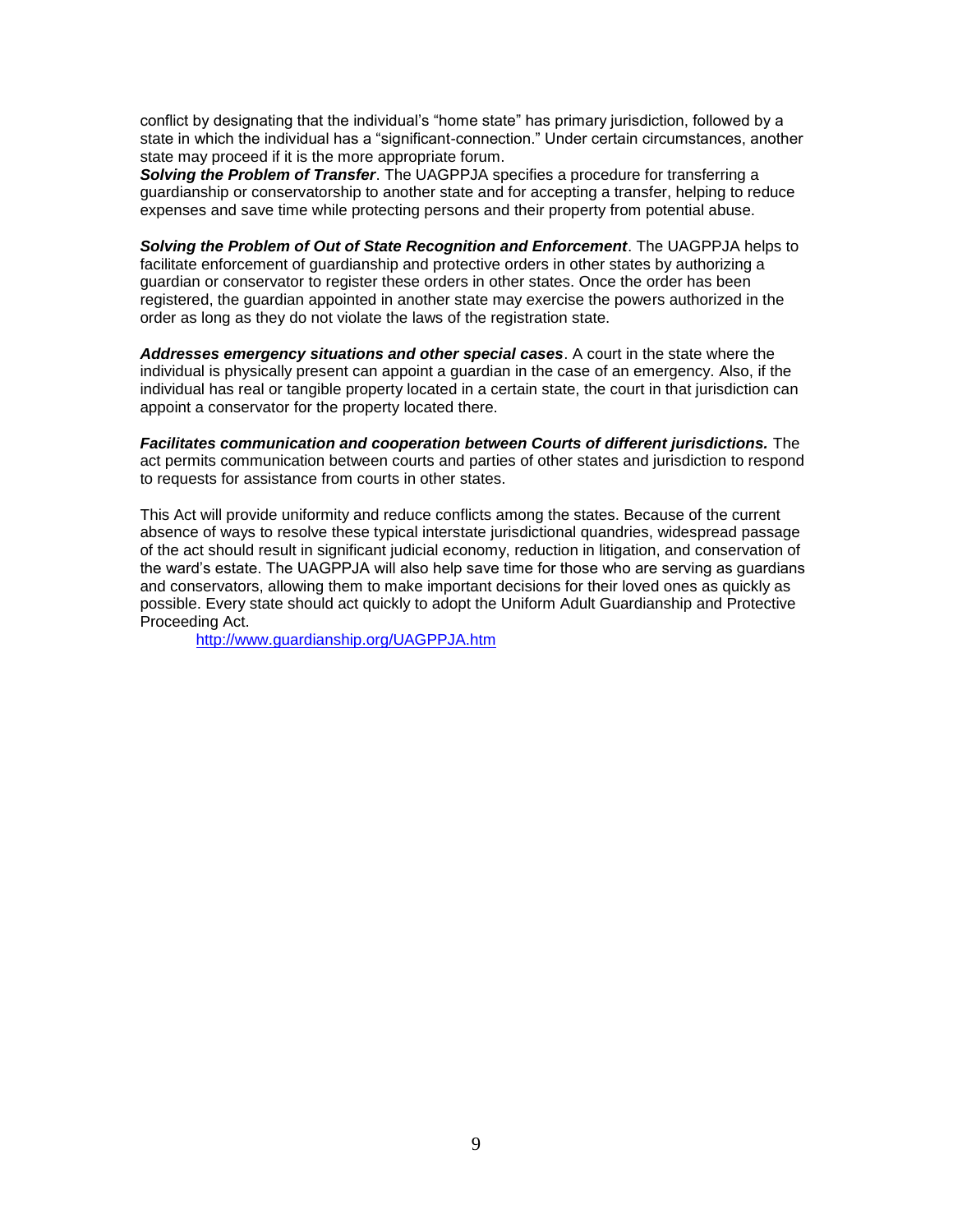conflict by designating that the individual's "home state" has primary jurisdiction, followed by a state in which the individual has a "significant-connection." Under certain circumstances, another state may proceed if it is the more appropriate forum.

***Solving the Problem of Transfer***. The UAGPPJA specifies a procedure for transferring a guardianship or conservatorship to another state and for accepting a transfer, helping to reduce expenses and save time while protecting persons and their property from potential abuse.

***Solving the Problem of Out of State Recognition and Enforcement***. The UAGPPJA helps to facilitate enforcement of guardianship and protective orders in other states by authorizing a guardian or conservator to register these orders in other states. Once the order has been registered, the guardian appointed in another state may exercise the powers authorized in the order as long as they do not violate the laws of the registration state.

***Addresses emergency situations and other special cases***. A court in the state where the individual is physically present can appoint a guardian in the case of an emergency. Also, if the individual has real or tangible property located in a certain state, the court in that jurisdiction can appoint a conservator for the property located there.

***Facilitates communication and cooperation between Courts of different jurisdictions.*** The act permits communication between courts and parties of other states and jurisdiction to respond to requests for assistance from courts in other states.

This Act will provide uniformity and reduce conflicts among the states. Because of the current absence of ways to resolve these typical interstate jurisdictional quandries, widespread passage of the act should result in significant judicial economy, reduction in litigation, and conservation of the ward's estate. The UAGPPJA will also help save time for those who are serving as guardians and conservators, allowing them to make important decisions for their loved ones as quickly as possible. Every state should act quickly to adopt the Uniform Adult Guardianship and Protective Proceeding Act.

http://www.guardianship.org/UAGPPJA.htm